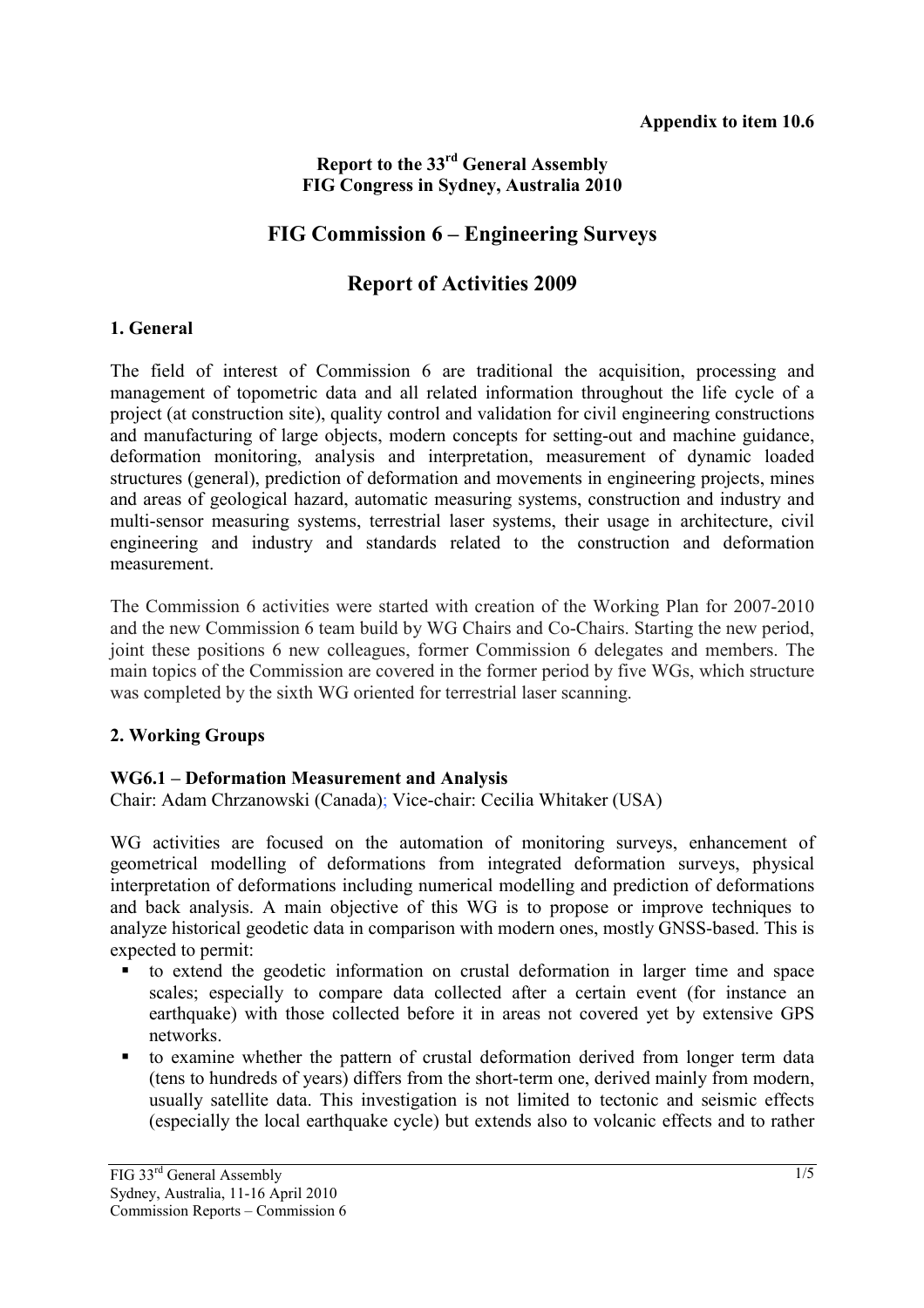**Appendix to item 10.6**

**Report to the 33rd General Assembly**
**FIG Congress in Sydney, Australia 2010**

# FIG Commission 6 – Engineering Surveys

# Report of Activities 2009

## 1. General

The field of interest of Commission 6 are traditional the acquisition, processing and management of topometric data and all related information throughout the life cycle of a project (at construction site), quality control and validation for civil engineering constructions and manufacturing of large objects, modern concepts for setting-out and machine guidance, deformation monitoring, analysis and interpretation, measurement of dynamic loaded structures (general), prediction of deformation and movements in engineering projects, mines and areas of geological hazard, automatic measuring systems, construction and industry and multi-sensor measuring systems, terrestrial laser systems, their usage in architecture, civil engineering and industry and standards related to the construction and deformation measurement.

The Commission 6 activities were started with creation of the Working Plan for 2007-2010 and the new Commission 6 team build by WG Chairs and Co-Chairs. Starting the new period, joint these positions 6 new colleagues, former Commission 6 delegates and members. The main topics of the Commission are covered in the former period by five WGs, which structure was completed by the sixth WG oriented for terrestrial laser scanning.

## 2. Working Groups

### WG6.1 – Deformation Measurement and Analysis

Chair: Adam Chrzanowski (Canada); Vice-chair: Cecilia Whitaker (USA)

WG activities are focused on the automation of monitoring surveys, enhancement of geometrical modelling of deformations from integrated deformation surveys, physical interpretation of deformations including numerical modelling and prediction of deformations and back analysis. A main objective of this WG is to propose or improve techniques to analyze historical geodetic data in comparison with modern ones, mostly GNSS-based. This is expected to permit:

- to extend the geodetic information on crustal deformation in larger time and space scales; especially to compare data collected after a certain event (for instance an earthquake) with those collected before it in areas not covered yet by extensive GPS networks.
- to examine whether the pattern of crustal deformation derived from longer term data (tens to hundreds of years) differs from the short-term one, derived mainly from modern, usually satellite data. This investigation is not limited to tectonic and seismic effects (especially the local earthquake cycle) but extends also to volcanic effects and to rather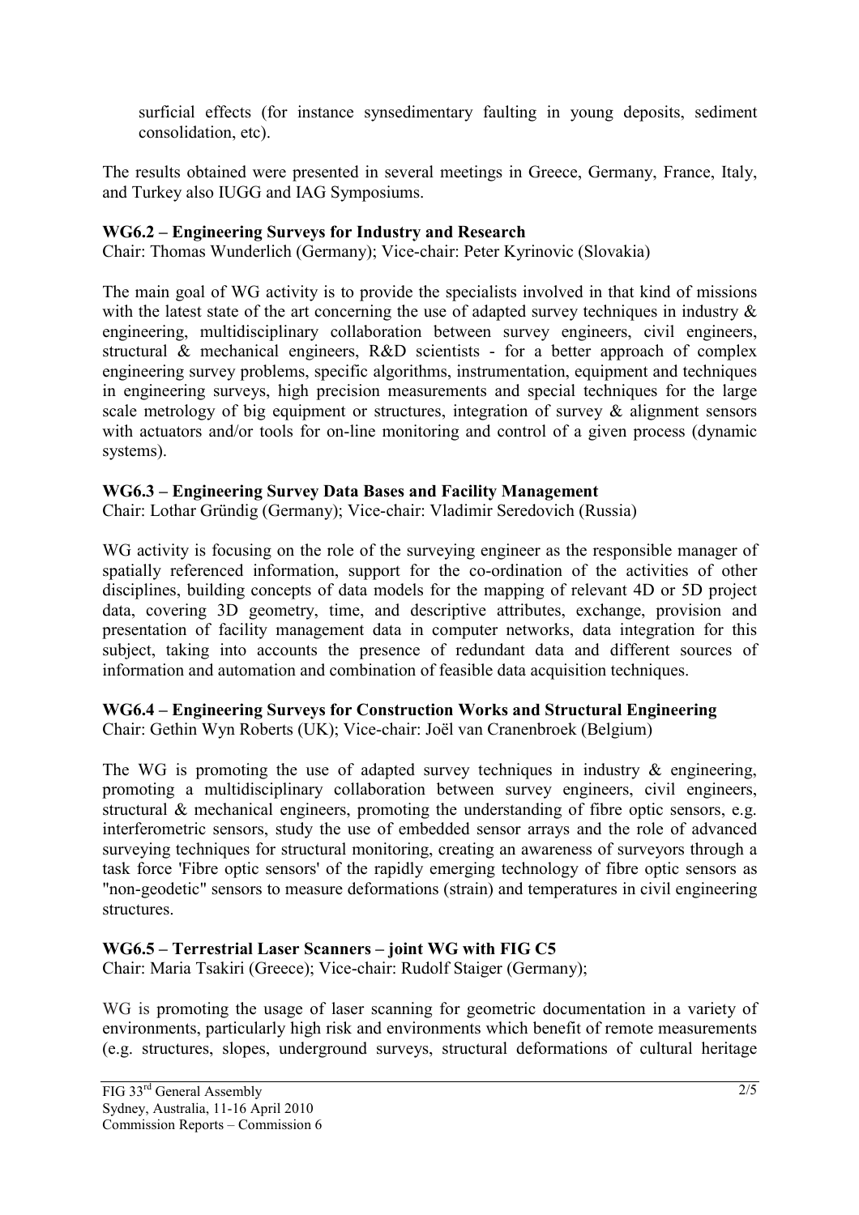surficial effects (for instance synsedimentary faulting in young deposits, sediment consolidation, etc).

The results obtained were presented in several meetings in Greece, Germany, France, Italy, and Turkey also IUGG and IAG Symposiums.

**WG6.2 – Engineering Surveys for Industry and Research**
Chair: Thomas Wunderlich (Germany); Vice-chair: Peter Kyrinovic (Slovakia)

The main goal of WG activity is to provide the specialists involved in that kind of missions with the latest state of the art concerning the use of adapted survey techniques in industry & engineering, multidisciplinary collaboration between survey engineers, civil engineers, structural & mechanical engineers, R&D scientists - for a better approach of complex engineering survey problems, specific algorithms, instrumentation, equipment and techniques in engineering surveys, high precision measurements and special techniques for the large scale metrology of big equipment or structures, integration of survey & alignment sensors with actuators and/or tools for on-line monitoring and control of a given process (dynamic systems).

**WG6.3 – Engineering Survey Data Bases and Facility Management**
Chair: Lothar Gründig (Germany); Vice-chair: Vladimir Seredovich (Russia)

WG activity is focusing on the role of the surveying engineer as the responsible manager of spatially referenced information, support for the co-ordination of the activities of other disciplines, building concepts of data models for the mapping of relevant 4D or 5D project data, covering 3D geometry, time, and descriptive attributes, exchange, provision and presentation of facility management data in computer networks, data integration for this subject, taking into accounts the presence of redundant data and different sources of information and automation and combination of feasible data acquisition techniques.

**WG6.4 – Engineering Surveys for Construction Works and Structural Engineering**
Chair: Gethin Wyn Roberts (UK); Vice-chair: Joël van Cranenbroek (Belgium)

The WG is promoting the use of adapted survey techniques in industry & engineering, promoting a multidisciplinary collaboration between survey engineers, civil engineers, structural & mechanical engineers, promoting the understanding of fibre optic sensors, e.g. interferometric sensors, study the use of embedded sensor arrays and the role of advanced surveying techniques for structural monitoring, creating an awareness of surveyors through a task force 'Fibre optic sensors' of the rapidly emerging technology of fibre optic sensors as "non-geodetic" sensors to measure deformations (strain) and temperatures in civil engineering structures.

**WG6.5 – Terrestrial Laser Scanners – joint WG with FIG C5**
Chair: Maria Tsakiri (Greece); Vice-chair: Rudolf Staiger (Germany);

WG is promoting the usage of laser scanning for geometric documentation in a variety of environments, particularly high risk and environments which benefit of remote measurements (e.g. structures, slopes, underground surveys, structural deformations of cultural heritage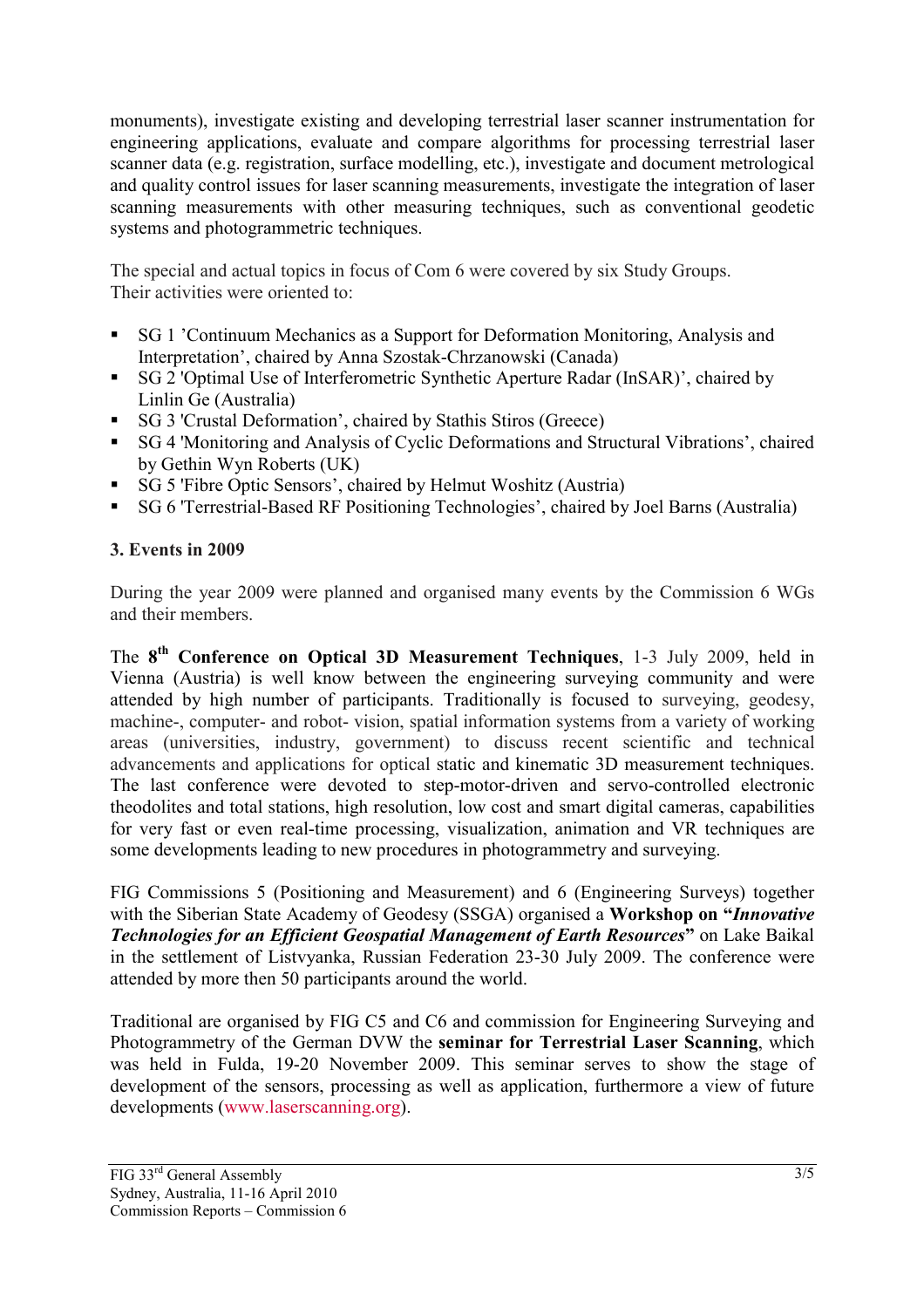monuments), investigate existing and developing terrestrial laser scanner instrumentation for engineering applications, evaluate and compare algorithms for processing terrestrial laser scanner data (e.g. registration, surface modelling, etc.), investigate and document metrological and quality control issues for laser scanning measurements, investigate the integration of laser scanning measurements with other measuring techniques, such as conventional geodetic systems and photogrammetric techniques.

The special and actual topics in focus of Com 6 were covered by six Study Groups.
Their activities were oriented to:

- SG 1 'Continuum Mechanics as a Support for Deformation Monitoring, Analysis and Interpretation', chaired by Anna Szostak-Chrzanowski (Canada)
- SG 2 'Optimal Use of Interferometric Synthetic Aperture Radar (InSAR)', chaired by Linlin Ge (Australia)
- SG 3 'Crustal Deformation', chaired by Stathis Stiros (Greece)
- SG 4 'Monitoring and Analysis of Cyclic Deformations and Structural Vibrations', chaired by Gethin Wyn Roberts (UK)
- SG 5 'Fibre Optic Sensors', chaired by Helmut Woshitz (Austria)
- SG 6 'Terrestrial-Based RF Positioning Technologies', chaired by Joel Barns (Australia)

### 3. Events in 2009

During the year 2009 were planned and organised many events by the Commission 6 WGs and their members.

The **8th Conference on Optical 3D Measurement Techniques**, 1-3 July 2009, held in Vienna (Austria) is well know between the engineering surveying community and were attended by high number of participants. Traditionally is focused to surveying, geodesy, machine-, computer- and robot- vision, spatial information systems from a variety of working areas (universities, industry, government) to discuss recent scientific and technical advancements and applications for optical static and kinematic 3D measurement techniques. The last conference were devoted to step-motor-driven and servo-controlled electronic theodolites and total stations, high resolution, low cost and smart digital cameras, capabilities for very fast or even real-time processing, visualization, animation and VR techniques are some developments leading to new procedures in photogrammetry and surveying.

FIG Commissions 5 (Positioning and Measurement) and 6 (Engineering Surveys) together with the Siberian State Academy of Geodesy (SSGA) organised a **Workshop on "*Innovative Technologies for an Efficient Geospatial Management of Earth Resources*"** on Lake Baikal in the settlement of Listvyanka, Russian Federation 23-30 July 2009. The conference were attended by more then 50 participants around the world.

Traditional are organised by FIG C5 and C6 and commission for Engineering Surveying and Photogrammetry of the German DVW the **seminar for Terrestrial Laser Scanning**, which was held in Fulda, 19-20 November 2009. This seminar serves to show the stage of development of the sensors, processing as well as application, furthermore a view of future developments (www.laserscanning.org).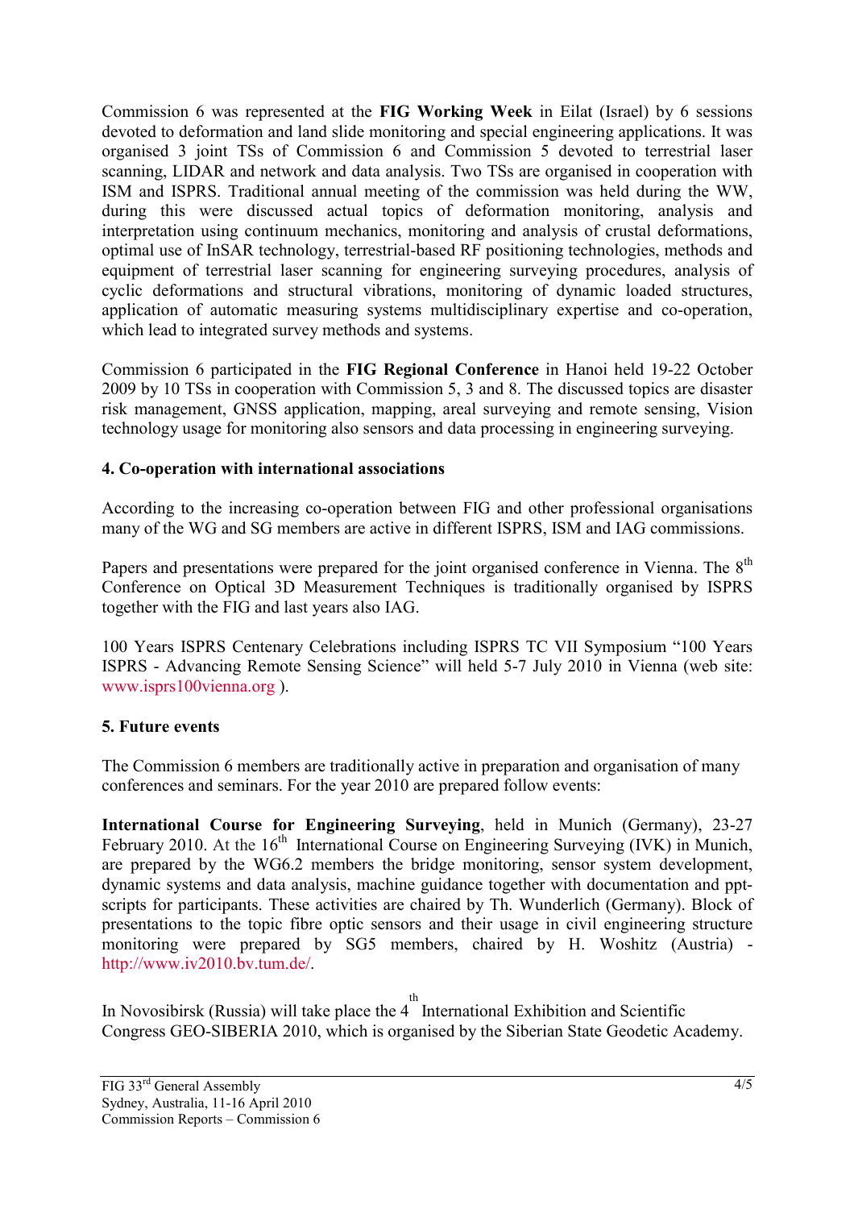Commission 6 was represented at the **FIG Working Week** in Eilat (Israel) by 6 sessions devoted to deformation and land slide monitoring and special engineering applications. It was organised 3 joint TSs of Commission 6 and Commission 5 devoted to terrestrial laser scanning, LIDAR and network and data analysis. Two TSs are organised in cooperation with ISM and ISPRS. Traditional annual meeting of the commission was held during the WW, during this were discussed actual topics of deformation monitoring, analysis and interpretation using continuum mechanics, monitoring and analysis of crustal deformations, optimal use of InSAR technology, terrestrial-based RF positioning technologies, methods and equipment of terrestrial laser scanning for engineering surveying procedures, analysis of cyclic deformations and structural vibrations, monitoring of dynamic loaded structures, application of automatic measuring systems multidisciplinary expertise and co-operation, which lead to integrated survey methods and systems.

Commission 6 participated in the **FIG Regional Conference** in Hanoi held 19-22 October 2009 by 10 TSs in cooperation with Commission 5, 3 and 8. The discussed topics are disaster risk management, GNSS application, mapping, areal surveying and remote sensing, Vision technology usage for monitoring also sensors and data processing in engineering surveying.

## 4. Co-operation with international associations

According to the increasing co-operation between FIG and other professional organisations many of the WG and SG members are active in different ISPRS, ISM and IAG commissions.

Papers and presentations were prepared for the joint organised conference in Vienna. The 8th Conference on Optical 3D Measurement Techniques is traditionally organised by ISPRS together with the FIG and last years also IAG.

100 Years ISPRS Centenary Celebrations including ISPRS TC VII Symposium "100 Years ISPRS - Advancing Remote Sensing Science" will held 5-7 July 2010 in Vienna (web site: www.isprs100vienna.org ).

## 5. Future events

The Commission 6 members are traditionally active in preparation and organisation of many conferences and seminars. For the year 2010 are prepared follow events:

**International Course for Engineering Surveying**, held in Munich (Germany), 23-27 February 2010. At the 16th International Course on Engineering Surveying (IVK) in Munich, are prepared by the WG6.2 members the bridge monitoring, sensor system development, dynamic systems and data analysis, machine guidance together with documentation and ppt-scripts for participants. These activities are chaired by Th. Wunderlich (Germany). Block of presentations to the topic fibre optic sensors and their usage in civil engineering structure monitoring were prepared by SG5 members, chaired by H. Woshitz (Austria) - http://www.iv2010.bv.tum.de/.

In Novosibirsk (Russia) will take place the 4th International Exhibition and Scientific Congress GEO-SIBERIA 2010, which is organised by the Siberian State Geodetic Academy.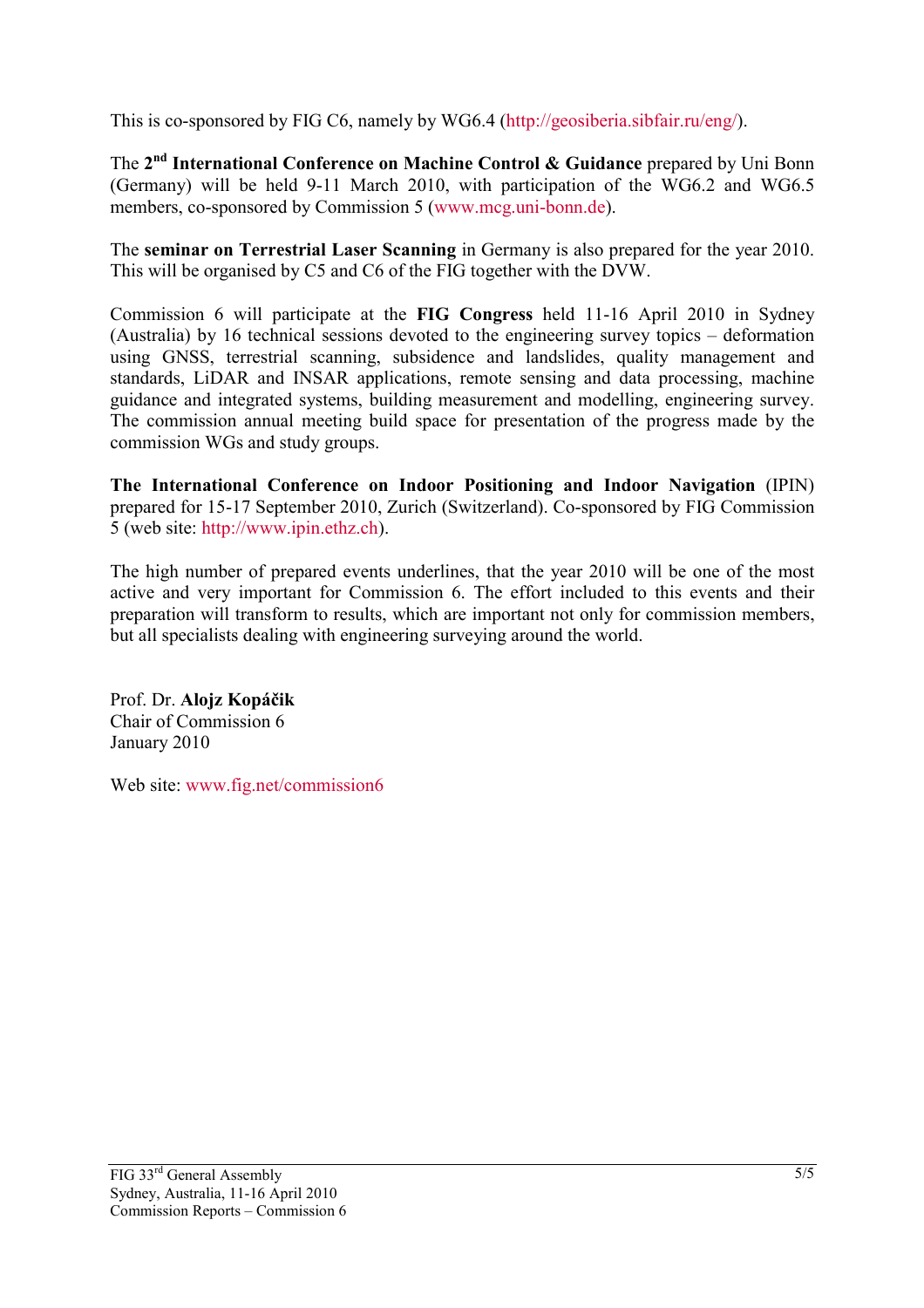This is co-sponsored by FIG C6, namely by WG6.4 (http://geosiberia.sibfair.ru/eng/).

The **2nd International Conference on Machine Control & Guidance** prepared by Uni Bonn (Germany) will be held 9-11 March 2010, with participation of the WG6.2 and WG6.5 members, co-sponsored by Commission 5 (www.mcg.uni-bonn.de).

The **seminar on Terrestrial Laser Scanning** in Germany is also prepared for the year 2010. This will be organised by C5 and C6 of the FIG together with the DVW.

Commission 6 will participate at the **FIG Congress** held 11-16 April 2010 in Sydney (Australia) by 16 technical sessions devoted to the engineering survey topics – deformation using GNSS, terrestrial scanning, subsidence and landslides, quality management and standards, LiDAR and INSAR applications, remote sensing and data processing, machine guidance and integrated systems, building measurement and modelling, engineering survey. The commission annual meeting build space for presentation of the progress made by the commission WGs and study groups.

**The International Conference on Indoor Positioning and Indoor Navigation** (IPIN) prepared for 15-17 September 2010, Zurich (Switzerland). Co-sponsored by FIG Commission 5 (web site: http://www.ipin.ethz.ch).

The high number of prepared events underlines, that the year 2010 will be one of the most active and very important for Commission 6. The effort included to this events and their preparation will transform to results, which are important not only for commission members, but all specialists dealing with engineering surveying around the world.

Prof. Dr. **Alojz Kopáčik**  
Chair of Commission 6  
January 2010

Web site: www.fig.net/commission6